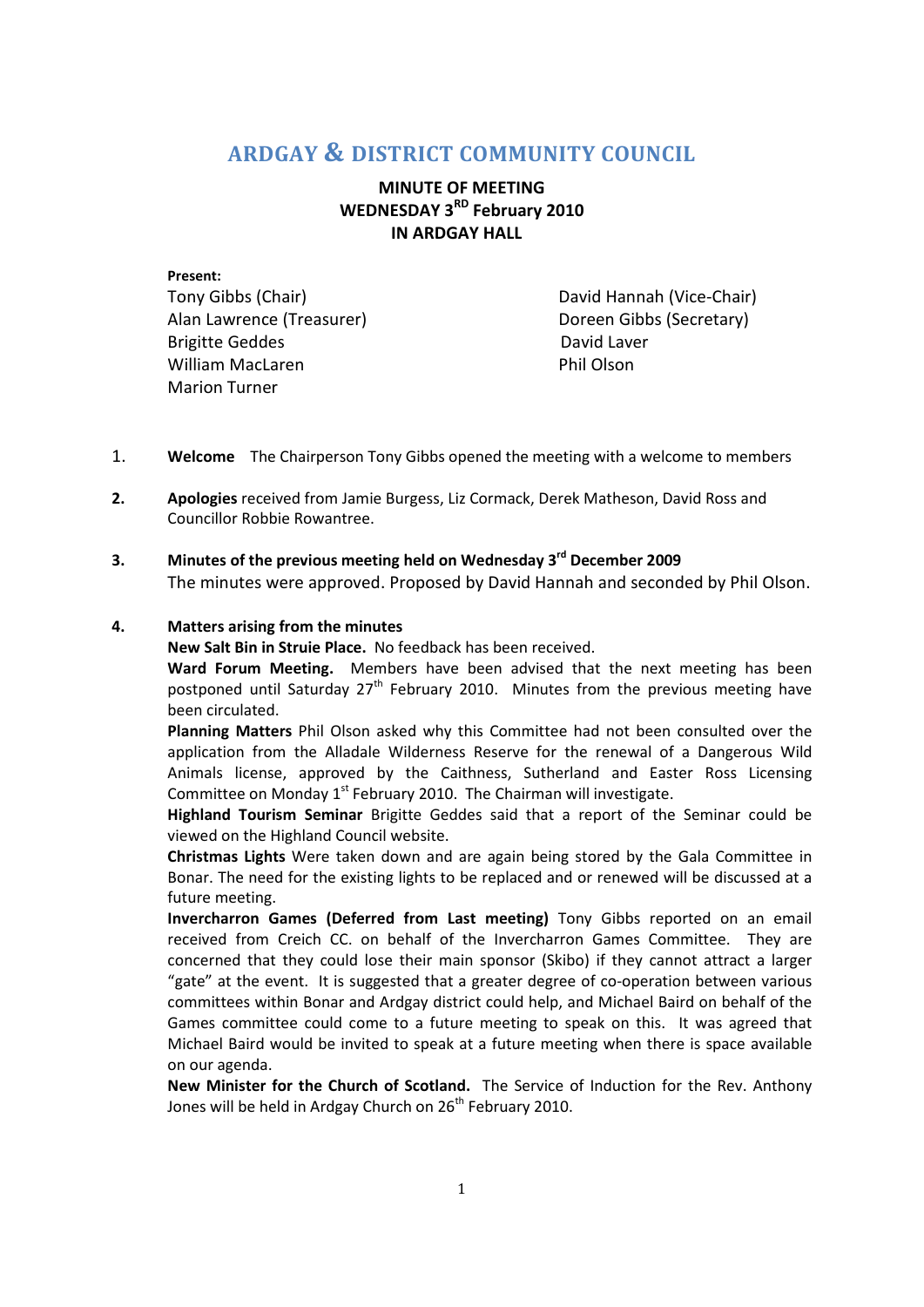# ARDGAY & DISTRICT COMMUNITY COUNCIL

**MINUTE OF MEETING**
**WEDNESDAY 3RD February 2010**
**IN ARDGAY HALL**

**Present:**

Tony Gibbs (Chair)
David Hannah (Vice-Chair)
Alan Lawrence (Treasurer)
Doreen Gibbs (Secretary)
Brigitte Geddes
David Laver
William MacLaren
Phil Olson
Marion Turner

1. **Welcome** The Chairperson Tony Gibbs opened the meeting with a welcome to members

2. **Apologies** received from Jamie Burgess, Liz Cormack, Derek Matheson, David Ross and Councillor Robbie Rowantree.

3. **Minutes of the previous meeting held on Wednesday 3rd December 2009**
The minutes were approved. Proposed by David Hannah and seconded by Phil Olson.

4. **Matters arising from the minutes**

**New Salt Bin in Struie Place.** No feedback has been received.

**Ward Forum Meeting.** Members have been advised that the next meeting has been postponed until Saturday 27th February 2010. Minutes from the previous meeting have been circulated.

**Planning Matters** Phil Olson asked why this Committee had not been consulted over the application from the Alladale Wilderness Reserve for the renewal of a Dangerous Wild Animals license, approved by the Caithness, Sutherland and Easter Ross Licensing Committee on Monday 1st February 2010. The Chairman will investigate.

**Highland Tourism Seminar** Brigitte Geddes said that a report of the Seminar could be viewed on the Highland Council website.

**Christmas Lights** Were taken down and are again being stored by the Gala Committee in Bonar. The need for the existing lights to be replaced and or renewed will be discussed at a future meeting.

**Invercharron Games (Deferred from Last meeting)** Tony Gibbs reported on an email received from Creich CC. on behalf of the Invercharron Games Committee. They are concerned that they could lose their main sponsor (Skibo) if they cannot attract a larger "gate" at the event. It is suggested that a greater degree of co-operation between various committees within Bonar and Ardgay district could help, and Michael Baird on behalf of the Games committee could come to a future meeting to speak on this. It was agreed that Michael Baird would be invited to speak at a future meeting when there is space available on our agenda.

**New Minister for the Church of Scotland.** The Service of Induction for the Rev. Anthony Jones will be held in Ardgay Church on 26th February 2010.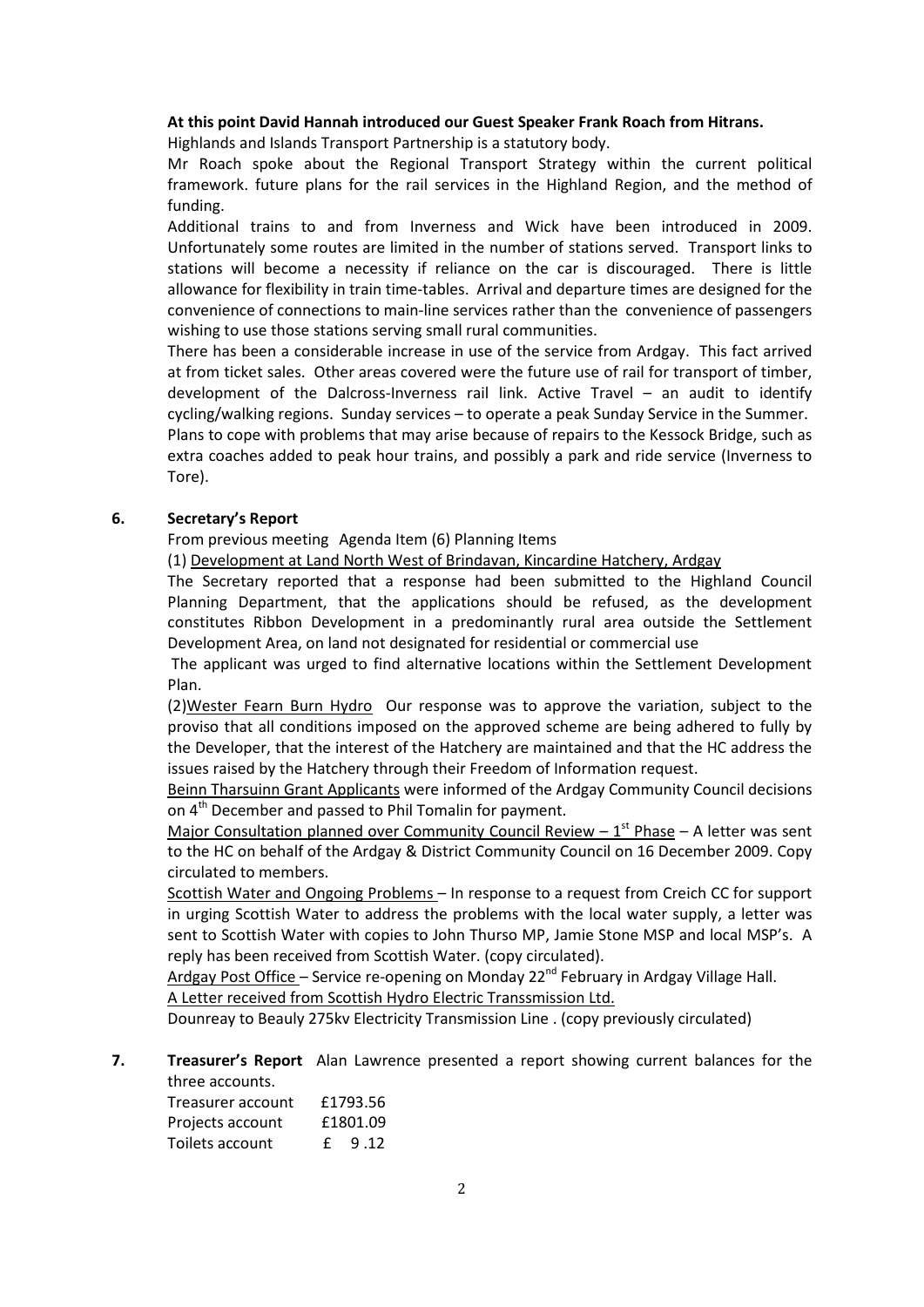**At this point David Hannah introduced our Guest Speaker Frank Roach from Hitrans.**

Highlands and Islands Transport Partnership is a statutory body.

Mr Roach spoke about the Regional Transport Strategy within the current political framework. future plans for the rail services in the Highland Region, and the method of funding.

Additional trains to and from Inverness and Wick have been introduced in 2009. Unfortunately some routes are limited in the number of stations served. Transport links to stations will become a necessity if reliance on the car is discouraged. There is little allowance for flexibility in train time-tables. Arrival and departure times are designed for the convenience of connections to main-line services rather than the convenience of passengers wishing to use those stations serving small rural communities.

There has been a considerable increase in use of the service from Ardgay. This fact arrived at from ticket sales. Other areas covered were the future use of rail for transport of timber, development of the Dalcross-Inverness rail link. Active Travel – an audit to identify cycling/walking regions. Sunday services – to operate a peak Sunday Service in the Summer. Plans to cope with problems that may arise because of repairs to the Kessock Bridge, such as extra coaches added to peak hour trains, and possibly a park and ride service (Inverness to Tore).

## 6. Secretary's Report

From previous meeting Agenda Item (6) Planning Items

(1) Development at Land North West of Brindavan, Kincardine Hatchery, Ardgay

The Secretary reported that a response had been submitted to the Highland Council Planning Department, that the applications should be refused, as the development constitutes Ribbon Development in a predominantly rural area outside the Settlement Development Area, on land not designated for residential or commercial use

The applicant was urged to find alternative locations within the Settlement Development Plan.

(2)Wester Fearn Burn Hydro Our response was to approve the variation, subject to the proviso that all conditions imposed on the approved scheme are being adhered to fully by the Developer, that the interest of the Hatchery are maintained and that the HC address the issues raised by the Hatchery through their Freedom of Information request.

Beinn Tharsuinn Grant Applicants were informed of the Ardgay Community Council decisions on 4th December and passed to Phil Tomalin for payment.

Major Consultation planned over Community Council Review – 1st Phase – A letter was sent to the HC on behalf of the Ardgay & District Community Council on 16 December 2009. Copy circulated to members.

Scottish Water and Ongoing Problems – In response to a request from Creich CC for support in urging Scottish Water to address the problems with the local water supply, a letter was sent to Scottish Water with copies to John Thurso MP, Jamie Stone MSP and local MSP's. A reply has been received from Scottish Water. (copy circulated).

Ardgay Post Office – Service re-opening on Monday 22nd February in Ardgay Village Hall.

A Letter received from Scottish Hydro Electric Transsmission Ltd.

Dounreay to Beauly 275kv Electricity Transmission Line . (copy previously circulated)

## 7. Treasurer's Report

Alan Lawrence presented a report showing current balances for the three accounts.

| | |
|---|---|
| Treasurer account | £1793.56 |
| Projects account | £1801.09 |
| Toilets account | £ 9 .12 |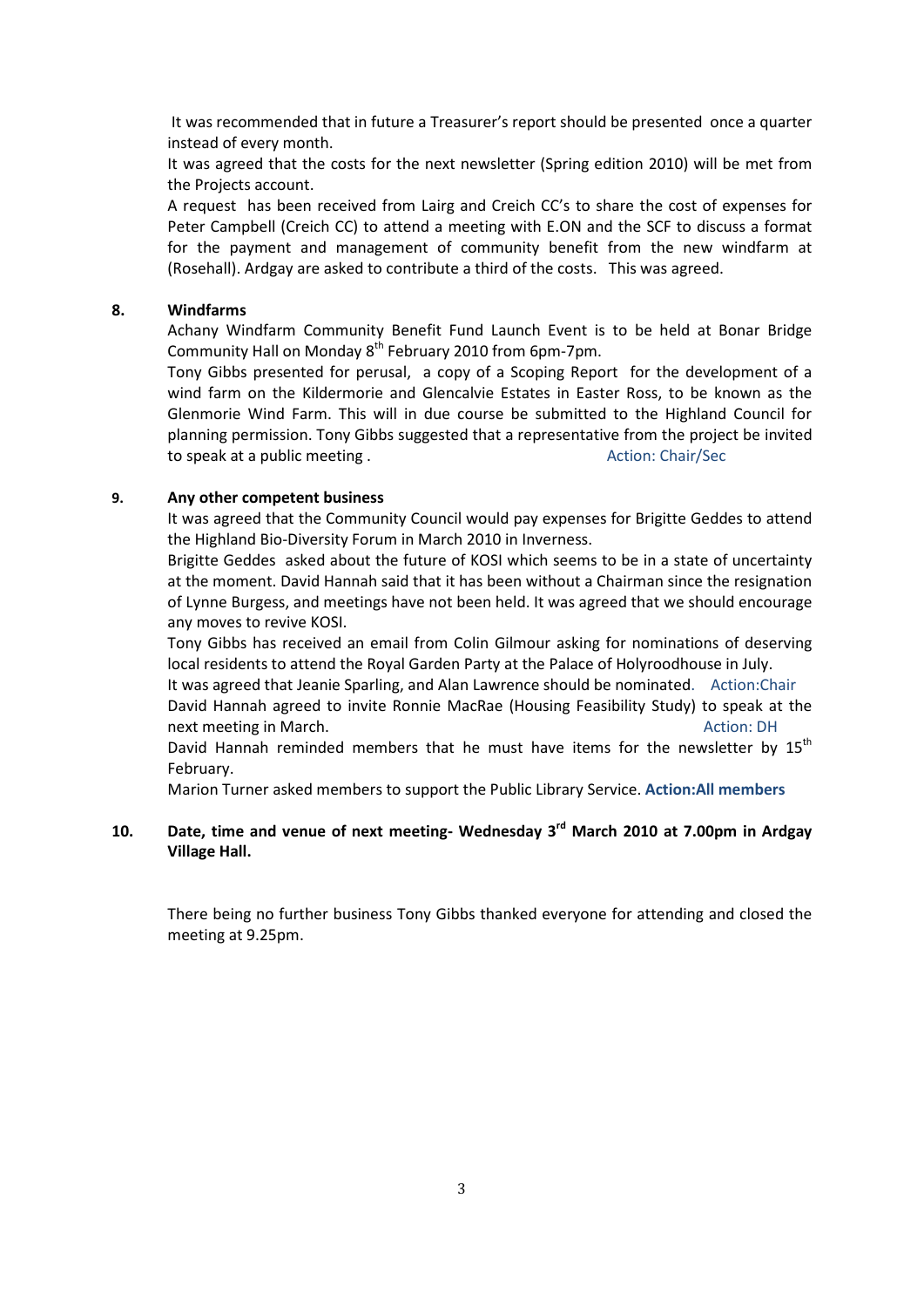It was recommended that in future a Treasurer's report should be presented once a quarter instead of every month.

It was agreed that the costs for the next newsletter (Spring edition 2010) will be met from the Projects account.

A request has been received from Lairg and Creich CC's to share the cost of expenses for Peter Campbell (Creich CC) to attend a meeting with E.ON and the SCF to discuss a format for the payment and management of community benefit from the new windfarm at (Rosehall). Ardgay are asked to contribute a third of the costs. This was agreed.

**8. Windfarms**

Achany Windfarm Community Benefit Fund Launch Event is to be held at Bonar Bridge Community Hall on Monday 8th February 2010 from 6pm-7pm.

Tony Gibbs presented for perusal, a copy of a Scoping Report for the development of a wind farm on the Kildermorie and Glencalvie Estates in Easter Ross, to be known as the Glenmorie Wind Farm. This will in due course be submitted to the Highland Council for planning permission. Tony Gibbs suggested that a representative from the project be invited to speak at a public meeting . Action: Chair/Sec

**9. Any other competent business**

It was agreed that the Community Council would pay expenses for Brigitte Geddes to attend the Highland Bio-Diversity Forum in March 2010 in Inverness.

Brigitte Geddes asked about the future of KOSI which seems to be in a state of uncertainty at the moment. David Hannah said that it has been without a Chairman since the resignation of Lynne Burgess, and meetings have not been held. It was agreed that we should encourage any moves to revive KOSI.

Tony Gibbs has received an email from Colin Gilmour asking for nominations of deserving local residents to attend the Royal Garden Party at the Palace of Holyroodhouse in July.

It was agreed that Jeanie Sparling, and Alan Lawrence should be nominated. Action:Chair

David Hannah agreed to invite Ronnie MacRae (Housing Feasibility Study) to speak at the next meeting in March. Action: DH

David Hannah reminded members that he must have items for the newsletter by 15th February.

Marion Turner asked members to support the Public Library Service. **Action:All members**

**10. Date, time and venue of next meeting- Wednesday 3rd March 2010 at 7.00pm in Ardgay Village Hall.**

There being no further business Tony Gibbs thanked everyone for attending and closed the meeting at 9.25pm.